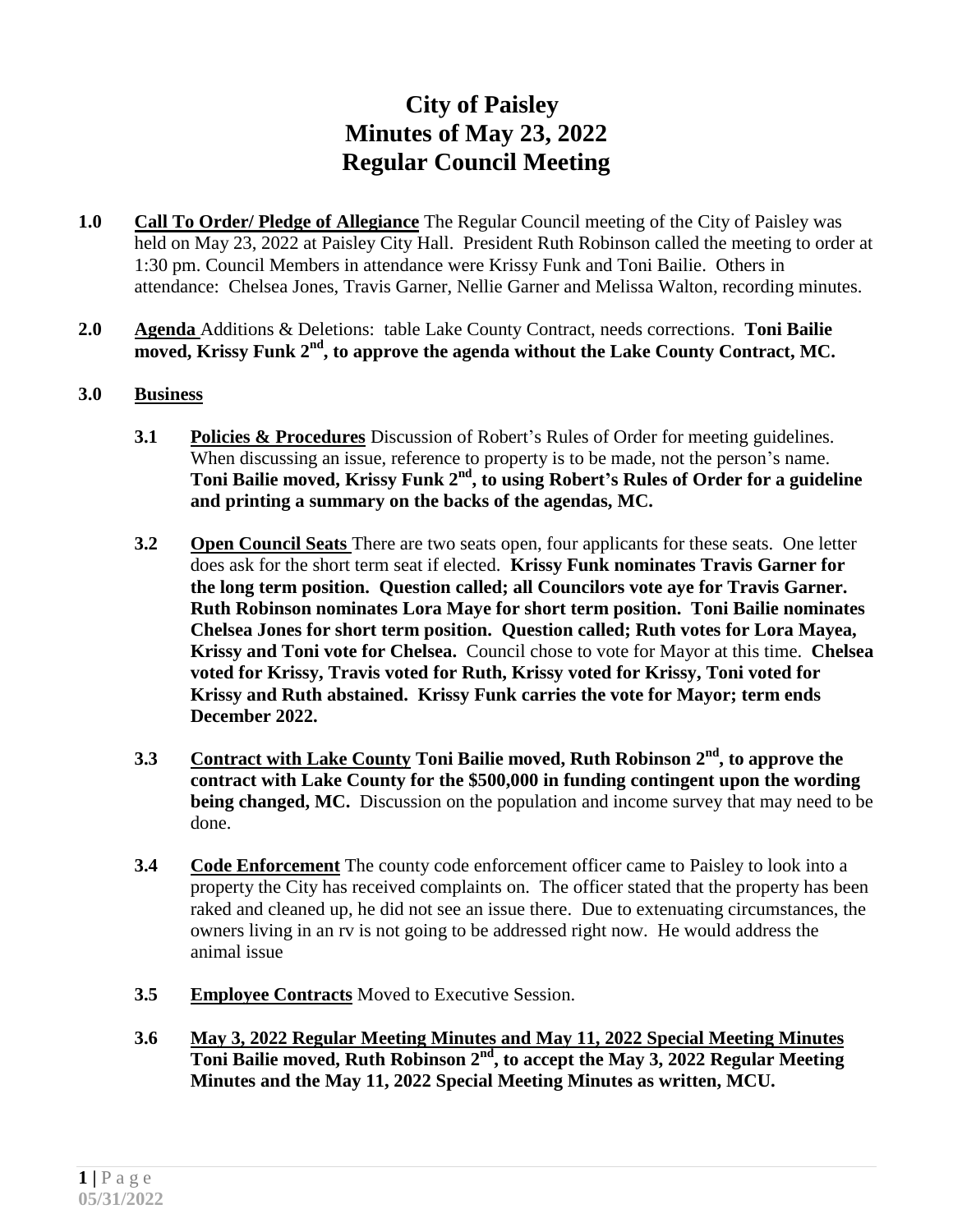# City of Paisley
# Minutes of May 23, 2022
# Regular Council Meeting

**1.0** **Call To Order/ Pledge of Allegiance** The Regular Council meeting of the City of Paisley was held on May 23, 2022 at Paisley City Hall. President Ruth Robinson called the meeting to order at 1:30 pm. Council Members in attendance were Krissy Funk and Toni Bailie. Others in attendance: Chelsea Jones, Travis Garner, Nellie Garner and Melissa Walton, recording minutes.

**2.0** **Agenda** Additions & Deletions: table Lake County Contract, needs corrections. **Toni Bailie moved, Krissy Funk 2nd, to approve the agenda without the Lake County Contract, MC.**

**3.0** **Business**

**3.1** **Policies & Procedures** Discussion of Robert's Rules of Order for meeting guidelines. When discussing an issue, reference to property is to be made, not the person's name. **Toni Bailie moved, Krissy Funk 2nd, to using Robert's Rules of Order for a guideline and printing a summary on the backs of the agendas, MC.**

**3.2** **Open Council Seats** There are two seats open, four applicants for these seats. One letter does ask for the short term seat if elected. **Krissy Funk nominates Travis Garner for the long term position. Question called; all Councilors vote aye for Travis Garner. Ruth Robinson nominates Lora Maye for short term position. Toni Bailie nominates Chelsea Jones for short term position. Question called; Ruth votes for Lora Mayea, Krissy and Toni vote for Chelsea.** Council chose to vote for Mayor at this time. **Chelsea voted for Krissy, Travis voted for Ruth, Krissy voted for Krissy, Toni voted for Krissy and Ruth abstained. Krissy Funk carries the vote for Mayor; term ends December 2022.**

**3.3** **Contract with Lake County Toni Bailie moved, Ruth Robinson 2nd, to approve the contract with Lake County for the $500,000 in funding contingent upon the wording being changed, MC.** Discussion on the population and income survey that may need to be done.

**3.4** **Code Enforcement** The county code enforcement officer came to Paisley to look into a property the City has received complaints on. The officer stated that the property has been raked and cleaned up, he did not see an issue there. Due to extenuating circumstances, the owners living in an rv is not going to be addressed right now. He would address the animal issue

**3.5** **Employee Contracts** Moved to Executive Session.

**3.6** **May 3, 2022 Regular Meeting Minutes and May 11, 2022 Special Meeting Minutes Toni Bailie moved, Ruth Robinson 2nd, to accept the May 3, 2022 Regular Meeting Minutes and the May 11, 2022 Special Meeting Minutes as written, MCU.**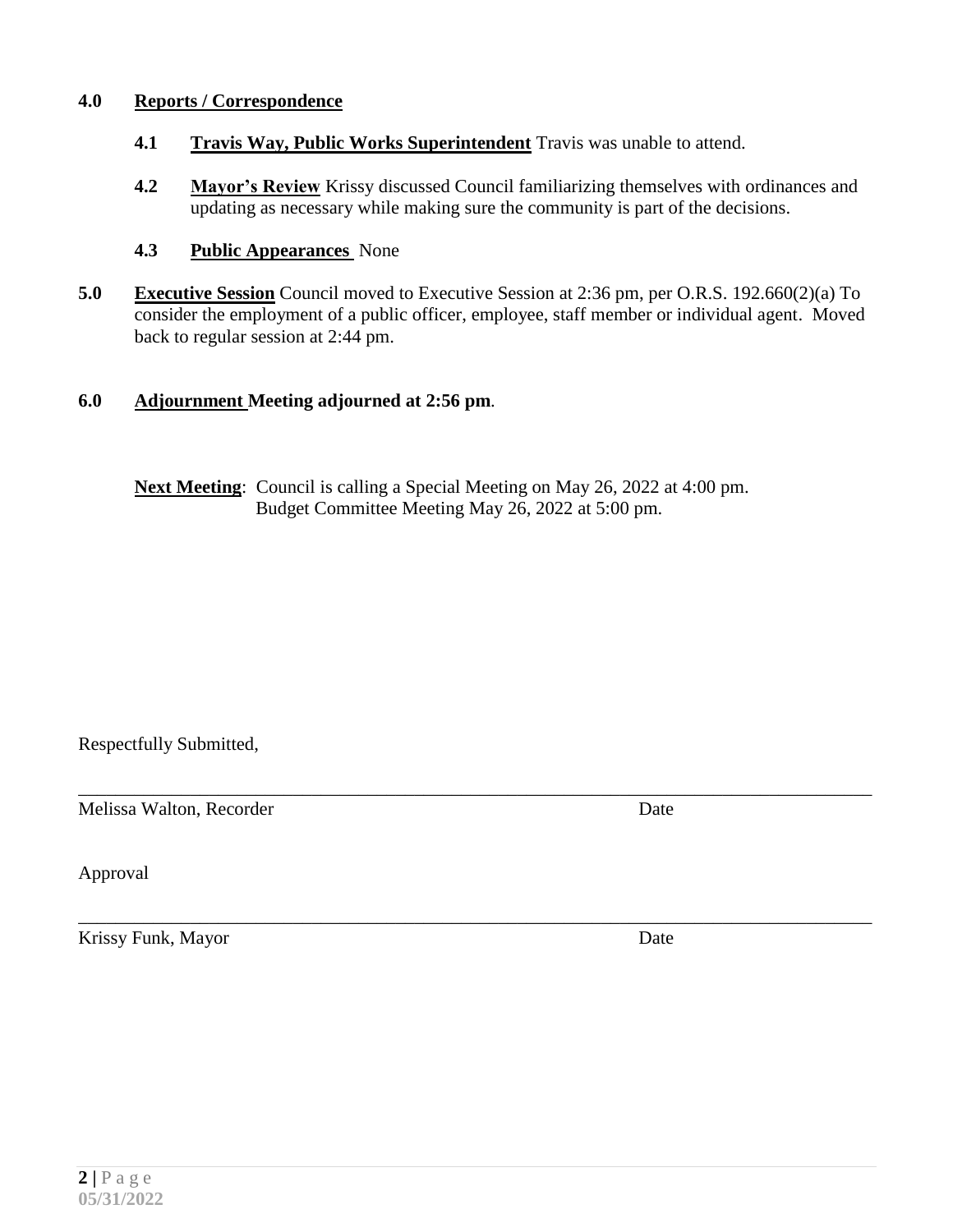**4.0 Reports / Correspondence**

**4.1 Travis Way, Public Works Superintendent** Travis was unable to attend.

**4.2 Mayor's Review** Krissy discussed Council familiarizing themselves with ordinances and updating as necessary while making sure the community is part of the decisions.

**4.3 Public Appearances** None

**5.0 Executive Session** Council moved to Executive Session at 2:36 pm, per O.R.S. 192.660(2)(a) To consider the employment of a public officer, employee, staff member or individual agent. Moved back to regular session at 2:44 pm.

**6.0 Adjournment Meeting adjourned at 2:56 pm**.

**Next Meeting**: Council is calling a Special Meeting on May 26, 2022 at 4:00 pm.
Budget Committee Meeting May 26, 2022 at 5:00 pm.

Respectfully Submitted,

\_\_\_\_\_\_\_\_\_\_\_\_\_\_\_\_\_\_\_\_\_\_\_\_\_\_\_\_\_\_\_\_\_\_\_\_\_\_\_\_\_\_\_\_\_\_\_\_\_\_\_\_\_\_\_\_\_\_\_\_\_\_\_\_\_\_\_\_\_\_\_\_

Melissa Walton, Recorder Date

Approval

\_\_\_\_\_\_\_\_\_\_\_\_\_\_\_\_\_\_\_\_\_\_\_\_\_\_\_\_\_\_\_\_\_\_\_\_\_\_\_\_\_\_\_\_\_\_\_\_\_\_\_\_\_\_\_\_\_\_\_\_\_\_\_\_\_\_\_\_\_\_\_\_

Krissy Funk, Mayor Date